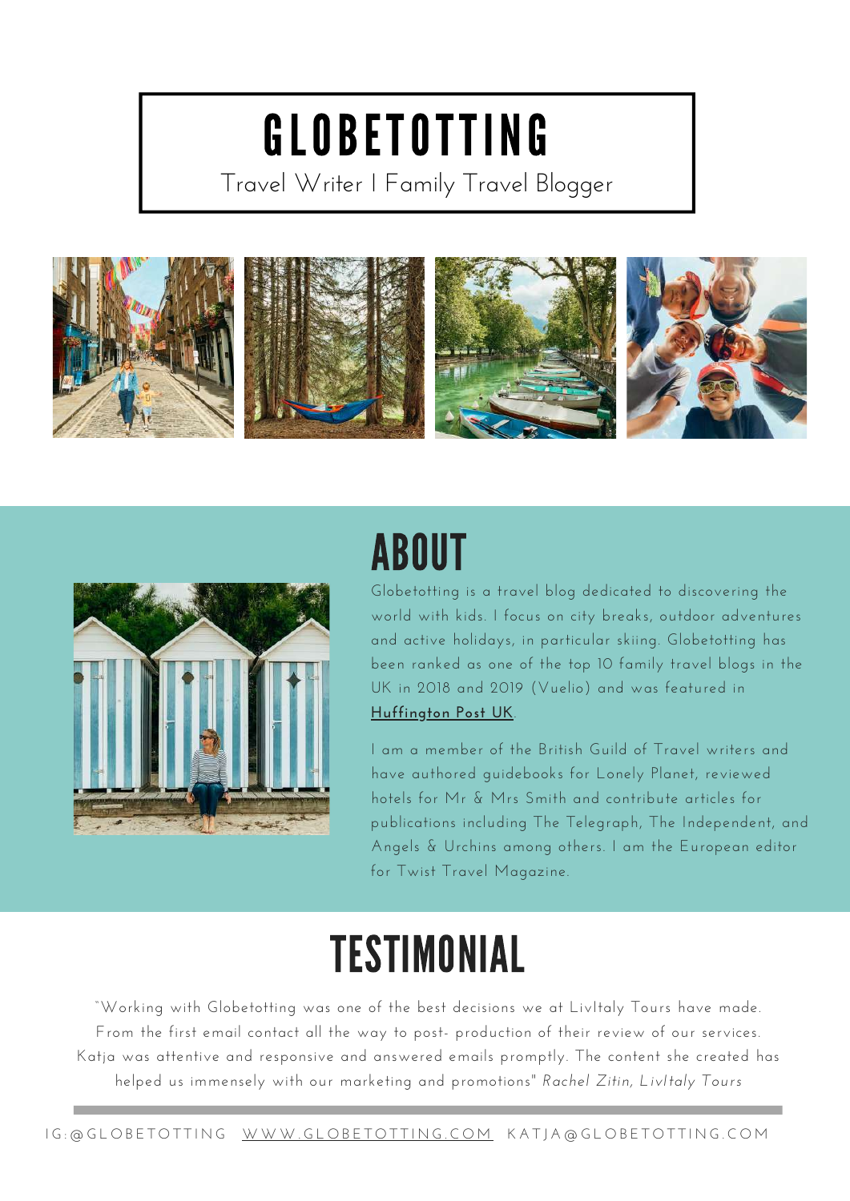# GLOBETOTTING

Travel Writer I Family Travel Blogger

## ABOUT

Globetotting is a travel blog dedicated to discovering the world with kids. I focus on city breaks, outdoor adventures and active holidays, in particular skiing. Globetotting has been ranked as one of the top 10 family travel blogs in the UK in 2018 and 2019 (Vuelio) and was featured in **Huffington Post UK**.

I am a member of the British Guild of Travel writers and have authored guidebooks for Lonely Planet, reviewed hotels for Mr & Mrs Smith and contribute articles for publications including The Telegraph, The Independent, and Angels & Urchins among others. I am the European editor for Twist Travel Magazine.

## TESTIMONIAL

"Working with Globetotting was one of the best decisions we at LivItaly Tours have made. From the first email contact all the way to post- production of their review of our services. Katja was attentive and responsive and answered emails promptly. The content she created has helped us immensely with our marketing and promotions" *Rachel Zitin, LivItaly Tours*

IG:@GLOBETOTTING WWW.GLOBETOTTING.COM KATJA@GLOBETOTTING.COM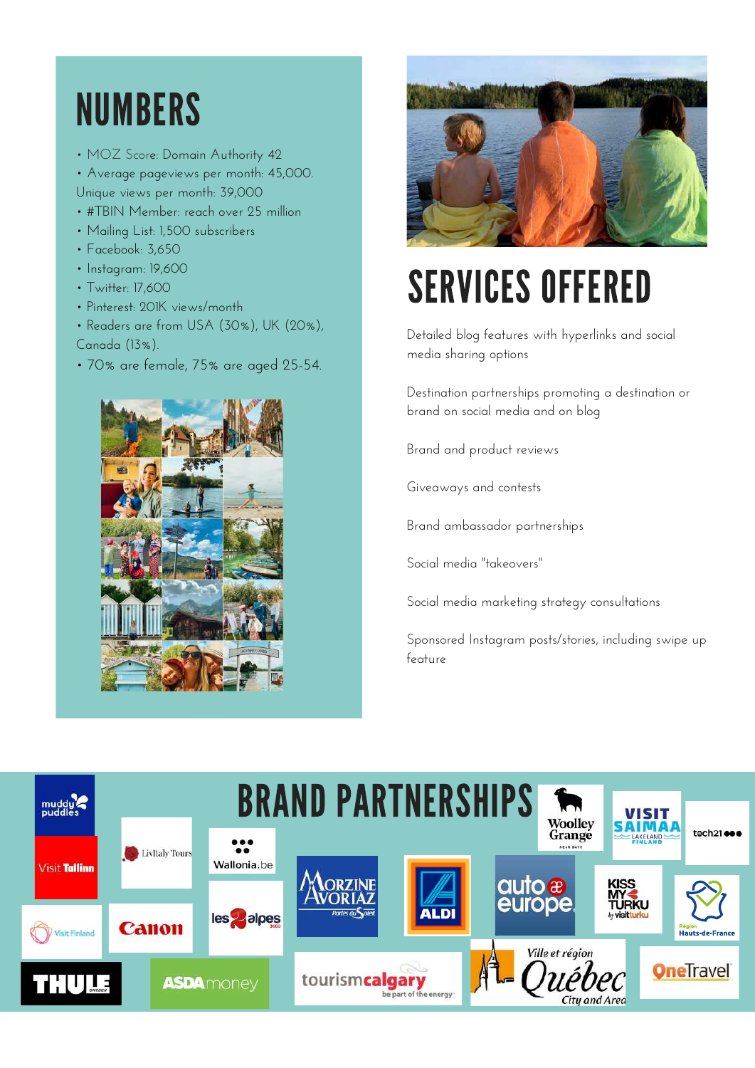# NUMBERS

- MOZ Score: Domain Authority 42
- Average pageviews per month: 45,000. Unique views per month: 39,000
- #TBIN Member: reach over 25 million
- Mailing List: 1,500 subscribers
- Facebook: 3,650
- Instagram: 19,600
- Twitter: 17,600
- Pinterest: 201K views/month
- Readers are from USA (30%), UK (20%), Canada (13%).
- 70% are female, 75% are aged 25-54.

# SERVICES OFFERED

Detailed blog features with hyperlinks and social media sharing options

Destination partnerships promoting a destination or brand on social media and on blog

Brand and product reviews

Giveaways and contests

Brand ambassador partnerships

Social media "takeovers"

Social media marketing strategy consultations

Sponsored Instagram posts/stories, including swipe up feature

# BRAND PARTNERSHIPS

muddy puddles, Visit Tallinn, LivItaly Tours, Wallonia.be, Morzine Avoriaz, ALDI, auto europe, Woolley Grange, Visit Saimaa Lakeland Finland, tech21, Kiss My Turku by visitturku, Région Hauts-de-France, Visit Finland, Canon, les 2 alpes, THULE, ASDA money, tourism calgary, Ville et région Québec City and Area, OneTravel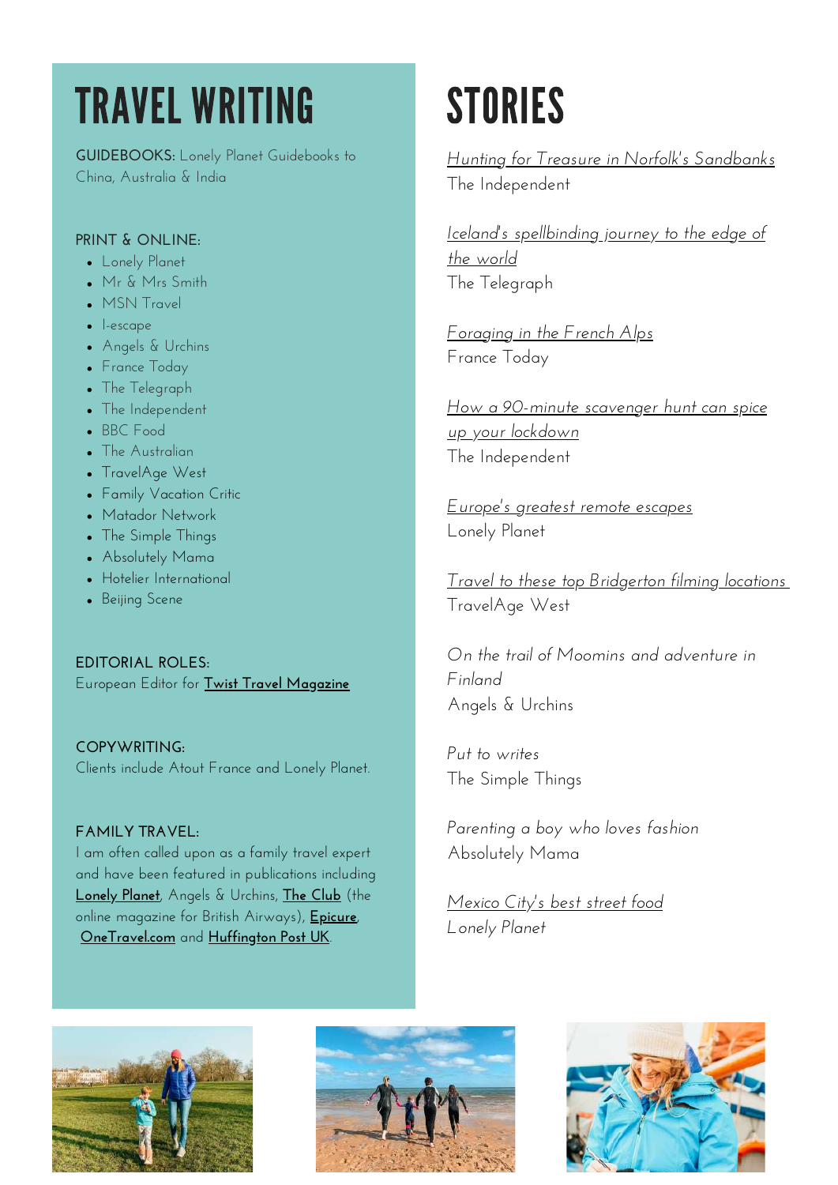# TRAVEL WRITING

**GUIDEBOOKS:** Lonely Planet Guidebooks to China, Australia & India

**PRINT & ONLINE:**

- Lonely Planet
- Mr & Mrs Smith
- MSN Travel
- I-escape
- Angels & Urchins
- France Today
- The Telegraph
- The Independent
- BBC Food
- The Australian
- TravelAge West
- Family Vacation Critic
- Matador Network
- The Simple Things
- Absolutely Mama
- Hotelier International
- Beijing Scene

**EDITORIAL ROLES:**
European Editor for **Twist Travel Magazine**

**COPYWRITING:**
Clients include Atout France and Lonely Planet.

**FAMILY TRAVEL:**
I am often called upon as a family travel expert and have been featured in publications including **Lonely Planet**, Angels & Urchins, **The Club** (the online magazine for British Airways), **Epicure**, **OneTravel.com** and **Huffington Post UK**.

# STORIES

*Hunting for Treasure in Norfolk's Sandbanks*
The Independent

*Iceland's spellbinding journey to the edge of the world*
The Telegraph

*Foraging in the French Alps*
France Today

*How a 90-minute scavenger hunt can spice up your lockdown*
The Independent

*Europe's greatest remote escapes*
Lonely Planet

*Travel to these top Bridgerton filming locations*
TravelAge West

*On the trail of Moomins and adventure in Finland*
Angels & Urchins

*Put to writes*
The Simple Things

*Parenting a boy who loves fashion*
Absolutely Mama

*Mexico City's best street food*
Lonely Planet